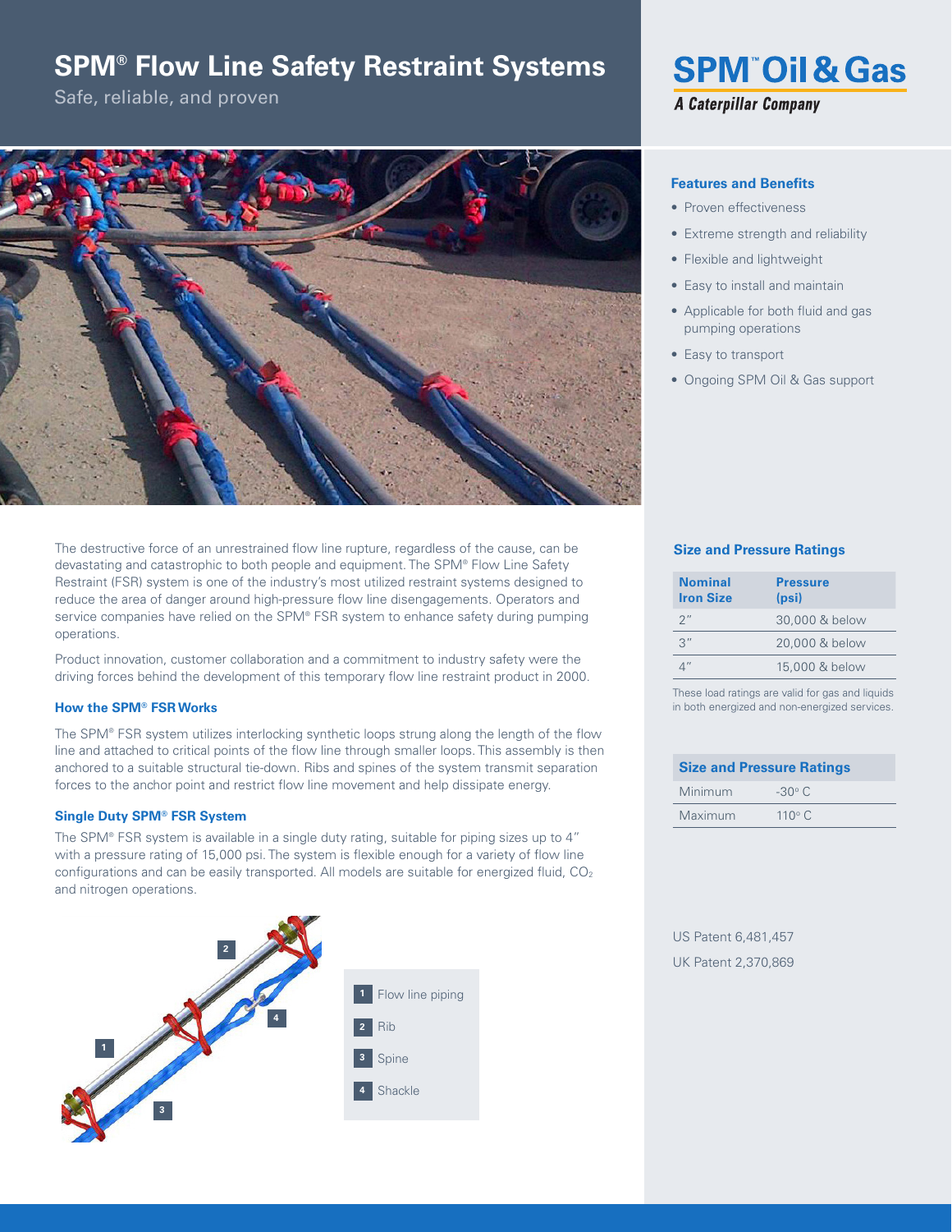# SPM® Flow Line Safety Restraint Systems

Safe, reliable, and proven

SPM™ Oil & Gas
*A Caterpillar Company*

### Features and Benefits

- Proven effectiveness
- Extreme strength and reliability
- Flexible and lightweight
- Easy to install and maintain
- Applicable for both fluid and gas pumping operations
- Easy to transport
- Ongoing SPM Oil & Gas support

The destructive force of an unrestrained flow line rupture, regardless of the cause, can be devastating and catastrophic to both people and equipment. The SPM® Flow Line Safety Restraint (FSR) system is one of the industry's most utilized restraint systems designed to reduce the area of danger around high-pressure flow line disengagements. Operators and service companies have relied on the SPM® FSR system to enhance safety during pumping operations.

Product innovation, customer collaboration and a commitment to industry safety were the driving forces behind the development of this temporary flow line restraint product in 2000.

### How the SPM® FSR Works

The SPM® FSR system utilizes interlocking synthetic loops strung along the length of the flow line and attached to critical points of the flow line through smaller loops. This assembly is then anchored to a suitable structural tie-down. Ribs and spines of the system transmit separation forces to the anchor point and restrict flow line movement and help dissipate energy.

### Single Duty SPM® FSR System

The SPM® FSR system is available in a single duty rating, suitable for piping sizes up to 4" with a pressure rating of 15,000 psi. The system is flexible enough for a variety of flow line configurations and can be easily transported. All models are suitable for energized fluid, $CO_2$ and nitrogen operations.

1. Flow line piping
2. Rib
3. Spine
4. Shackle

### Size and Pressure Ratings

| Nominal Iron Size | Pressure (psi) |
|---|---|
| 2" | 30,000 & below |
| 3" | 20,000 & below |
| 4" | 15,000 & below |

These load ratings are valid for gas and liquids in both energized and non-energized services.

| Size and Pressure Ratings | |
|---|---|
| Minimum | -30° C |
| Maximum | 110° C |

US Patent 6,481,457

UK Patent 2,370,869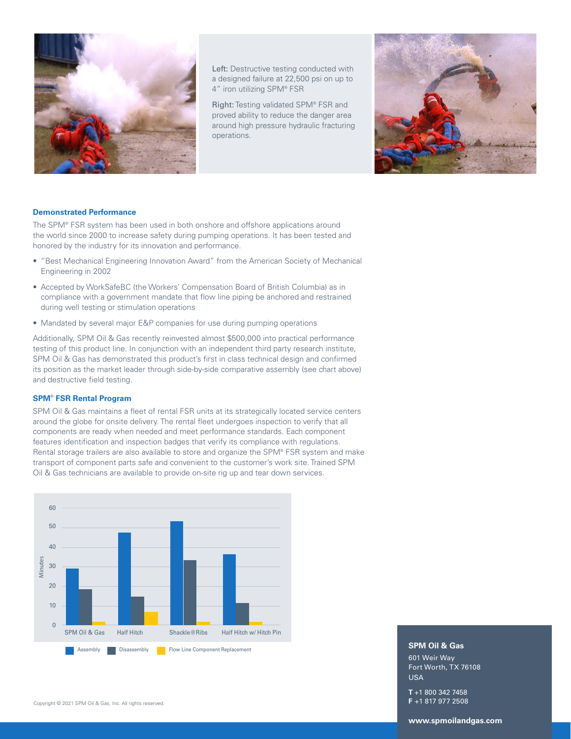Left: Destructive testing conducted with a designed failure at 22,500 psi on up to 4" iron utilizing SPM® FSR

Right: Testing validated SPM® FSR and proved ability to reduce the danger area around high pressure hydraulic fracturing operations.

### Demonstrated Performance

The SPM® FSR system has been used in both onshore and offshore applications around the world since 2000 to increase safety during pumping operations. It has been tested and honored by the industry for its innovation and performance.

- "Best Mechanical Engineering Innovation Award" from the American Society of Mechanical Engineering in 2002
- Accepted by WorkSafeBC (the Workers' Compensation Board of British Columbia) as in compliance with a government mandate that flow line piping be anchored and restrained during well testing or stimulation operations
- Mandated by several major E&P companies for use during pumping operations

Additionally, SPM Oil & Gas recently reinvested almost $500,000 into practical performance testing of this product line. In conjunction with an independent third party research institute, SPM Oil & Gas has demonstrated this product's first in class technical design and confirmed its position as the market leader through side-by-side comparative assembly (see chart above) and destructive field testing.

### SPM® FSR Rental Program

SPM Oil & Gas maintains a fleet of rental FSR units at its strategically located service centers around the globe for onsite delivery. The rental fleet undergoes inspection to verify that all components are ready when needed and meet performance standards. Each component features identification and inspection badges that verify its compliance with regulations. Rental storage trailers are also available to store and organize the SPM® FSR system and make transport of component parts safe and convenient to the customer's work site. Trained SPM Oil & Gas technicians are available to provide on-site rig up and tear down services.

Minutes
0
10
20
30
40
50
60

SPM Oil & Gas
Half Hitch
Shackle@Ribs
Half Hitch w/ Hitch Pin

Assembly
Disassembly
Flow Line Component Replacement

Copyright © 2021 SPM Oil & Gas, Inc. All rights reserved.

**SPM Oil & Gas**
601 Weir Way
Fort Worth, TX 76108
USA

**T** +1 800 342 7458
**F** +1 817 977 2508

**www.spmoilandgas.com**